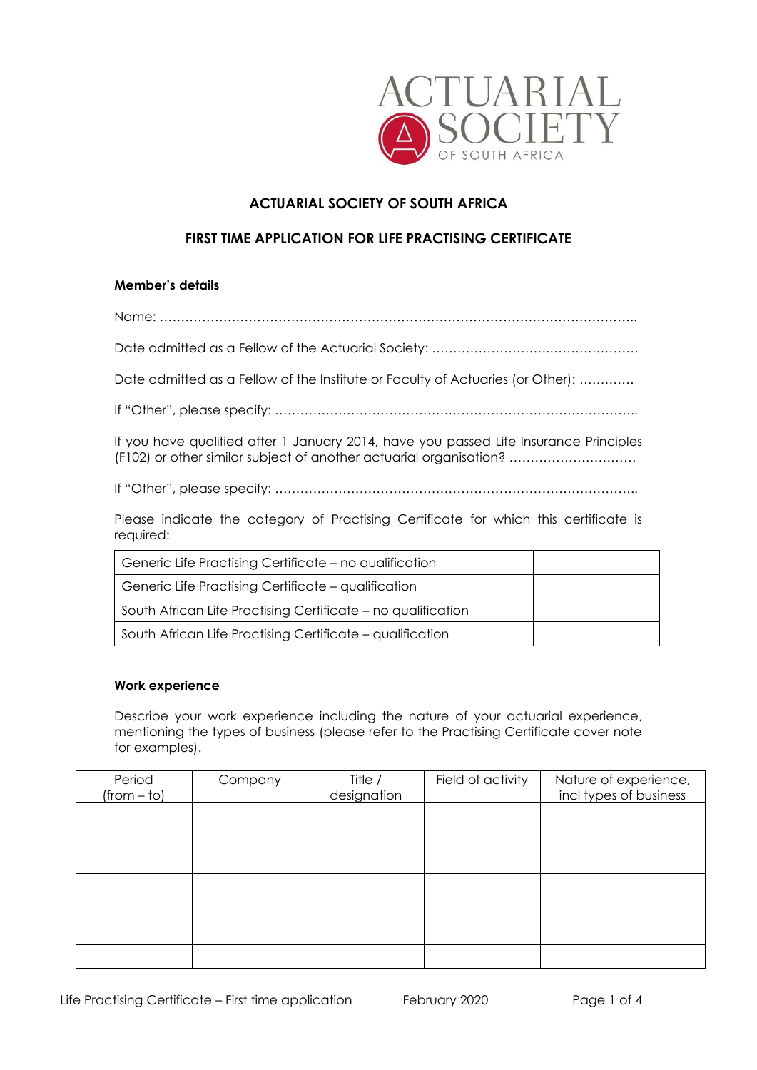# ACTUARIAL SOCIETY OF SOUTH AFRICA

## FIRST TIME APPLICATION FOR LIFE PRACTISING CERTIFICATE

**Member's details**

Name: …………………………………………………………………………………………………..

Date admitted as a Fellow of the Actuarial Society: ………………………………………….

Date admitted as a Fellow of the Institute or Faculty of Actuaries (or Other): ………….

If "Other", please specify: …………………………………………………………………………..

If you have qualified after 1 January 2014, have you passed Life Insurance Principles (F102) or other similar subject of another actuarial organisation? ………………………….

If "Other", please specify: …………………………………………………………………………..

Please indicate the category of Practising Certificate for which this certificate is required:

| | |
|---|---|
| Generic Life Practising Certificate – no qualification | |
| Generic Life Practising Certificate – qualification | |
| South African Life Practising Certificate – no qualification | |
| South African Life Practising Certificate – qualification | |

**Work experience**

Describe your work experience including the nature of your actuarial experience, mentioning the types of business (please refer to the Practising Certificate cover note for examples).

| Period (from – to) | Company | Title / designation | Field of activity | Nature of experience, incl types of business |
|---|---|---|---|---|
| | | | | |
| | | | | |
| | | | | |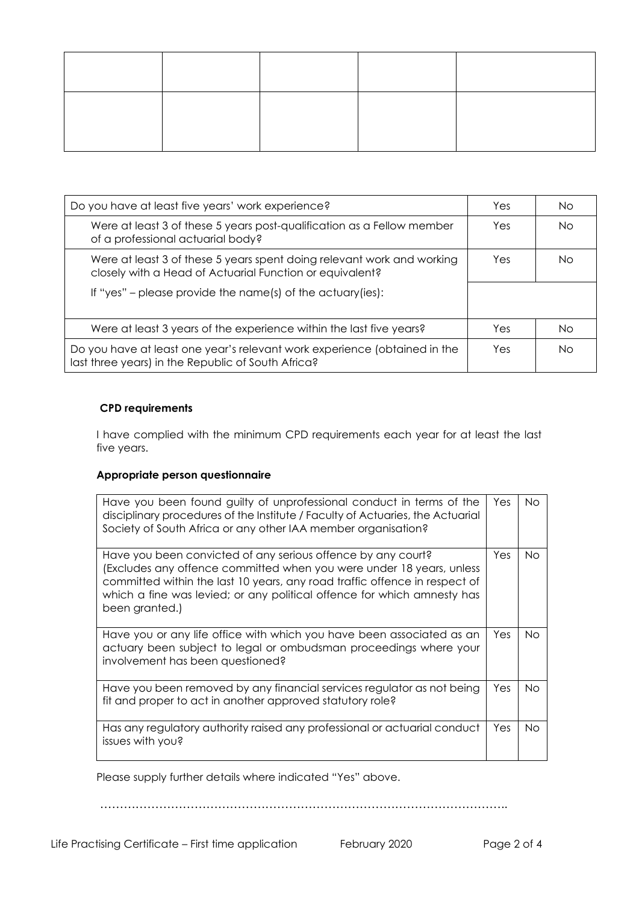| | | | | |
|---|---|---|---|---|
| | | | | |

| | | |
|---|---|---|
| Do you have at least five years' work experience? | Yes | No |
| Were at least 3 of these 5 years post-qualification as a Fellow member of a professional actuarial body? | Yes | No |
| Were at least 3 of these 5 years spent doing relevant work and working closely with a Head of Actuarial Function or equivalent? | Yes | No |
| If "yes" – please provide the name(s) of the actuary(ies): | | |
| Were at least 3 years of the experience within the last five years? | Yes | No |
| Do you have at least one year's relevant work experience (obtained in the last three years) in the Republic of South Africa? | Yes | No |

**CPD requirements**

I have complied with the minimum CPD requirements each year for at least the last five years.

**Appropriate person questionnaire**

| | | |
|---|---|---|
| Have you been found guilty of unprofessional conduct in terms of the disciplinary procedures of the Institute / Faculty of Actuaries, the Actuarial Society of South Africa or any other IAA member organisation? | Yes | No |
| Have you been convicted of any serious offence by any court? (Excludes any offence committed when you were under 18 years, unless committed within the last 10 years, any road traffic offence in respect of which a fine was levied; or any political offence for which amnesty has been granted.) | Yes | No |
| Have you or any life office with which you have been associated as an actuary been subject to legal or ombudsman proceedings where your involvement has been questioned? | Yes | No |
| Have you been removed by any financial services regulator as not being fit and proper to act in another approved statutory role? | Yes | No |
| Has any regulatory authority raised any professional or actuarial conduct issues with you? | Yes | No |

Please supply further details where indicated "Yes" above.

…………………………………………………………………………………………..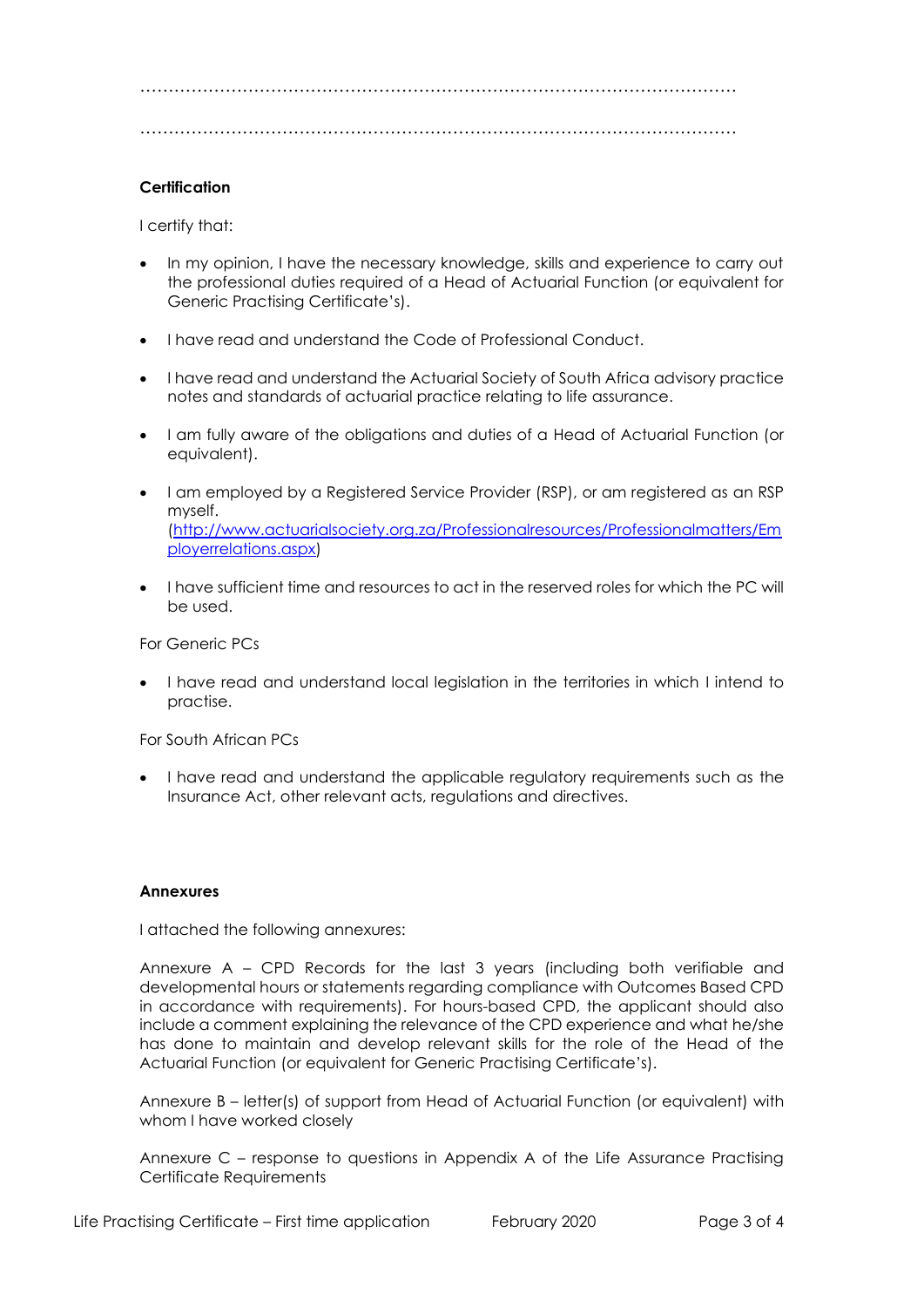…………………………………………………………………………………………………

…………………………………………………………………………………………………

**Certification**

I certify that:

- In my opinion, I have the necessary knowledge, skills and experience to carry out the professional duties required of a Head of Actuarial Function (or equivalent for Generic Practising Certificate's).
- I have read and understand the Code of Professional Conduct.
- I have read and understand the Actuarial Society of South Africa advisory practice notes and standards of actuarial practice relating to life assurance.
- I am fully aware of the obligations and duties of a Head of Actuarial Function (or equivalent).
- I am employed by a Registered Service Provider (RSP), or am registered as an RSP myself. (http://www.actuarialsociety.org.za/Professionalresources/Professionalmatters/Employerrelations.aspx)
- I have sufficient time and resources to act in the reserved roles for which the PC will be used.

For Generic PCs

- I have read and understand local legislation in the territories in which I intend to practise.

For South African PCs

- I have read and understand the applicable regulatory requirements such as the Insurance Act, other relevant acts, regulations and directives.

**Annexures**

I attached the following annexures:

Annexure A – CPD Records for the last 3 years (including both verifiable and developmental hours or statements regarding compliance with Outcomes Based CPD in accordance with requirements). For hours-based CPD, the applicant should also include a comment explaining the relevance of the CPD experience and what he/she has done to maintain and develop relevant skills for the role of the Head of the Actuarial Function (or equivalent for Generic Practising Certificate's).

Annexure B – letter(s) of support from Head of Actuarial Function (or equivalent) with whom I have worked closely

Annexure C – response to questions in Appendix A of the Life Assurance Practising Certificate Requirements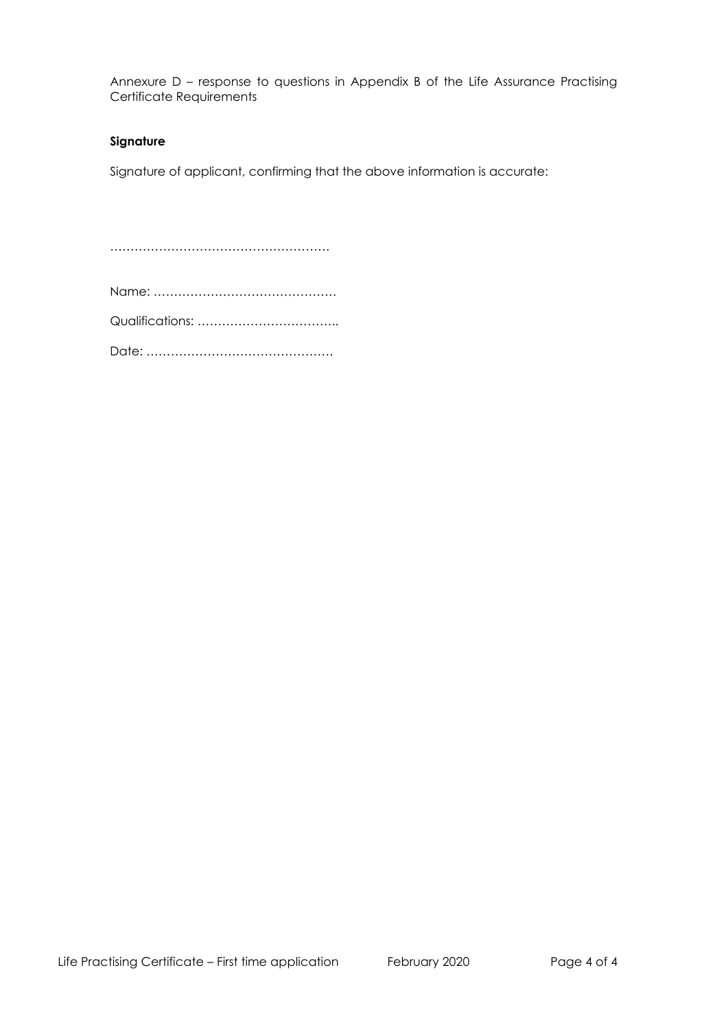Annexure D – response to questions in Appendix B of the Life Assurance Practising Certificate Requirements

**Signature**

Signature of applicant, confirming that the above information is accurate:

………………………………………………

Name: ………………………………………

Qualifications: ……………………………..

Date: ……………………………………….